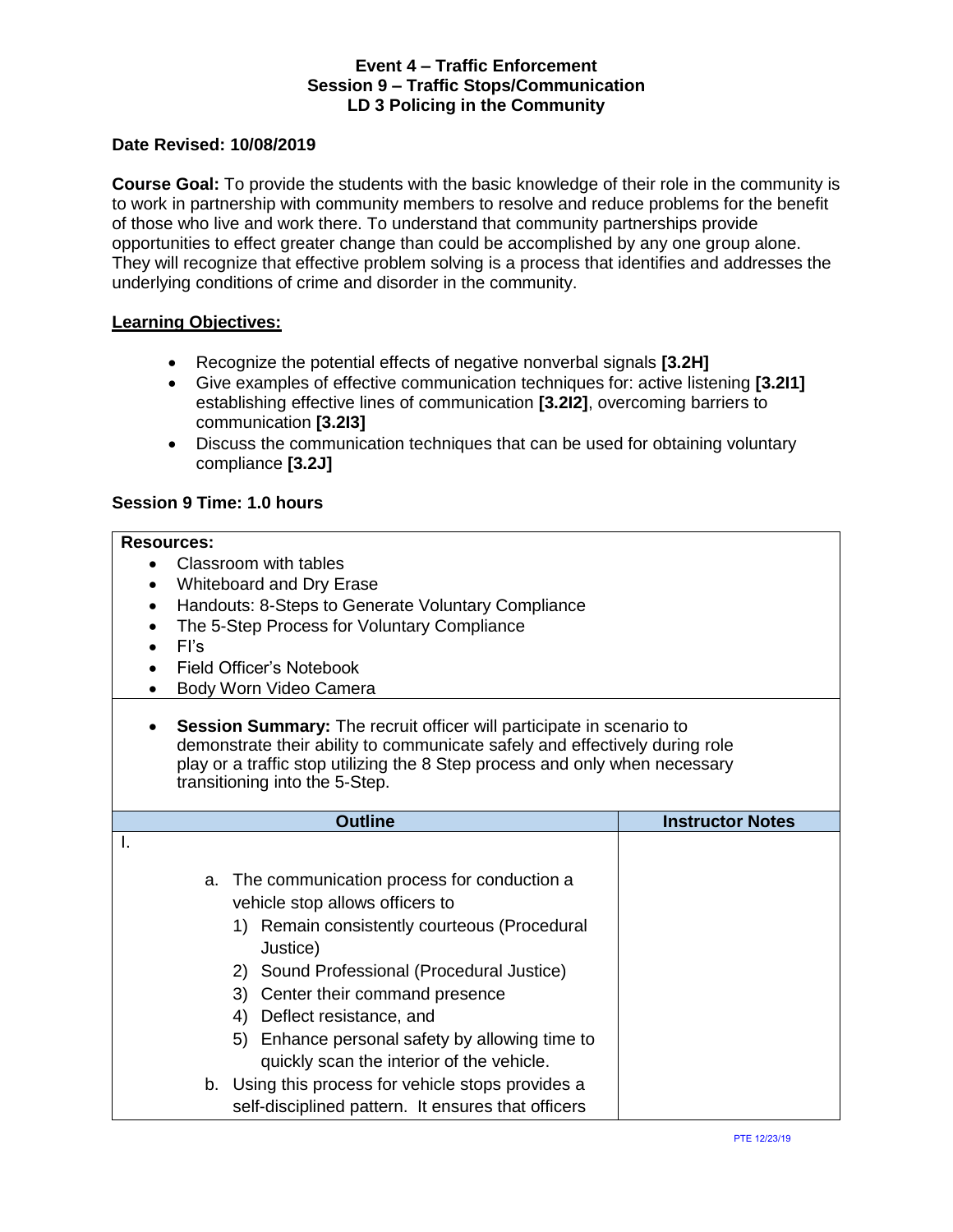# Event 4 – Traffic Enforcement
## Session 9 – Traffic Stops/Communication
## LD 3 Policing in the Community

**Date Revised: 10/08/2019**

**Course Goal:** To provide the students with the basic knowledge of their role in the community is to work in partnership with community members to resolve and reduce problems for the benefit of those who live and work there. To understand that community partnerships provide opportunities to effect greater change than could be accomplished by any one group alone. They will recognize that effective problem solving is a process that identifies and addresses the underlying conditions of crime and disorder in the community.

**Learning Objectives:**

- Recognize the potential effects of negative nonverbal signals **[3.2H]**
- Give examples of effective communication techniques for: active listening **[3.2I1]** establishing effective lines of communication **[3.2I2]**, overcoming barriers to communication **[3.2I3]**
- Discuss the communication techniques that can be used for obtaining voluntary compliance **[3.2J]**

**Session 9 Time: 1.0 hours**

**Resources:**

- Classroom with tables
- Whiteboard and Dry Erase
- Handouts: 8-Steps to Generate Voluntary Compliance
- The 5-Step Process for Voluntary Compliance
- FI's
- Field Officer's Notebook
- Body Worn Video Camera

- **Session Summary:** The recruit officer will participate in scenario to demonstrate their ability to communicate safely and effectively during role play or a traffic stop utilizing the 8 Step process and only when necessary transitioning into the 5-Step.

| Outline | Instructor Notes |
|---|---|
| I.<br>a. The communication process for conduction a vehicle stop allows officers to<br>1) Remain consistently courteous (Procedural Justice)<br>2) Sound Professional (Procedural Justice)<br>3) Center their command presence<br>4) Deflect resistance, and<br>5) Enhance personal safety by allowing time to quickly scan the interior of the vehicle.<br>b. Using this process for vehicle stops provides a self-disciplined pattern. It ensures that officers | |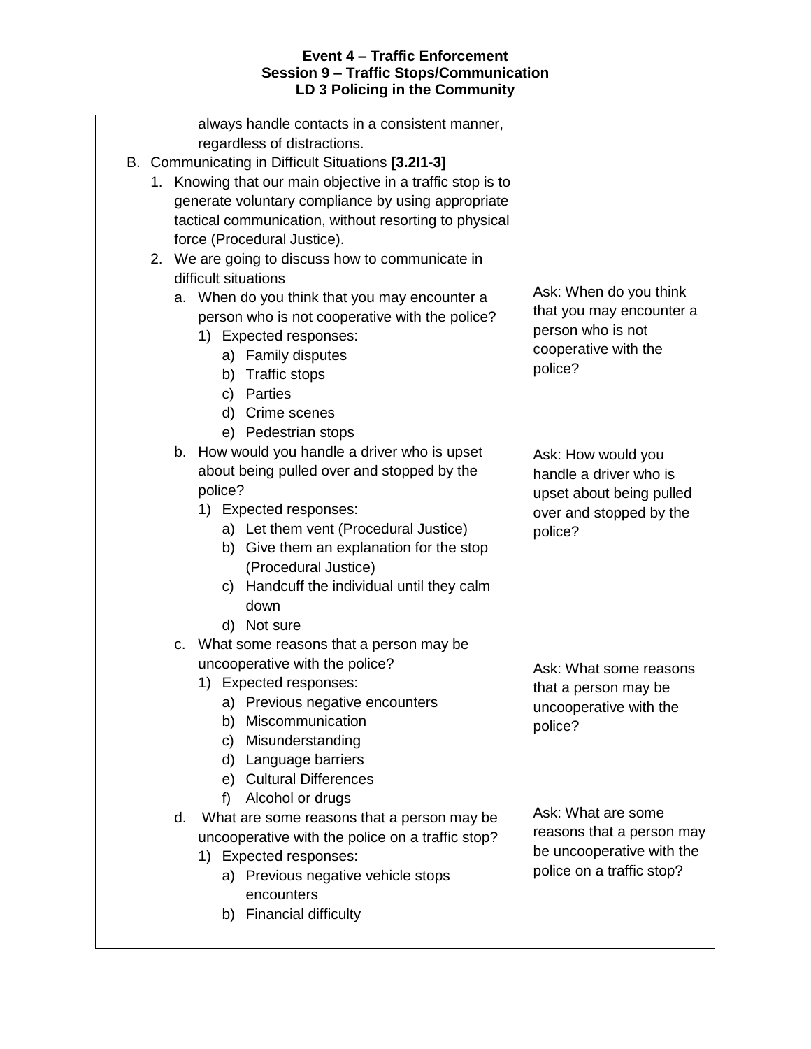| | |
|---|---|
| always handle contacts in a consistent manner, regardless of distractions.<br>B. Communicating in Difficult Situations **[3.2I1-3]**<br>1. Knowing that our main objective in a traffic stop is to generate voluntary compliance by using appropriate tactical communication, without resorting to physical force (Procedural Justice).<br>2. We are going to discuss how to communicate in difficult situations<br>a. When do you think that you may encounter a person who is not cooperative with the police?<br>1) Expected responses:<br>a) Family disputes<br>b) Traffic stops<br>c) Parties<br>d) Crime scenes<br>e) Pedestrian stops<br>b. How would you handle a driver who is upset about being pulled over and stopped by the police?<br>1) Expected responses:<br>a) Let them vent (Procedural Justice)<br>b) Give them an explanation for the stop (Procedural Justice)<br>c) Handcuff the individual until they calm down<br>d) Not sure<br>c. What some reasons that a person may be uncooperative with the police?<br>1) Expected responses:<br>a) Previous negative encounters<br>b) Miscommunication<br>c) Misunderstanding<br>d) Language barriers<br>e) Cultural Differences<br>f) Alcohol or drugs<br>d. What are some reasons that a person may be uncooperative with the police on a traffic stop?<br>1) Expected responses:<br>a) Previous negative vehicle stops encounters<br>b) Financial difficulty | Ask: When do you think that you may encounter a person who is not cooperative with the police?<br><br>Ask: How would you handle a driver who is upset about being pulled over and stopped by the police?<br><br>Ask: What some reasons that a person may be uncooperative with the police?<br><br>Ask: What are some reasons that a person may be uncooperative with the police on a traffic stop? |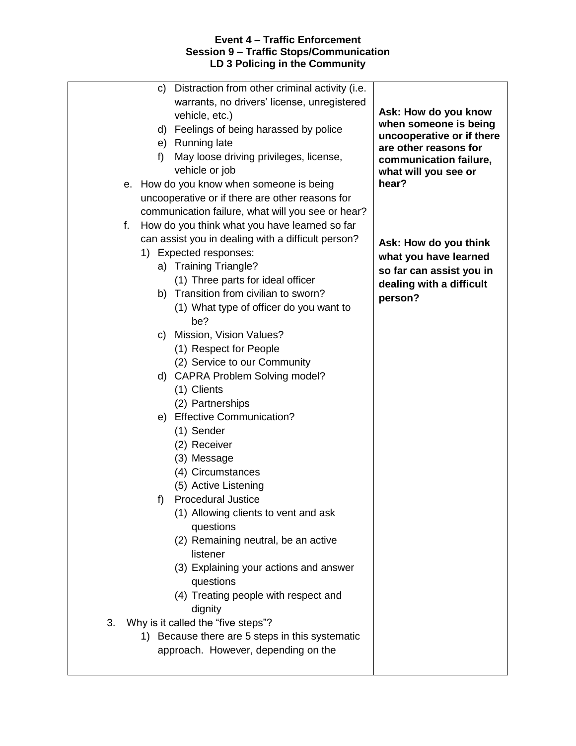| | |
|---|---|
| c) Distraction from other criminal activity (i.e. warrants, no drivers' license, unregistered vehicle, etc.)<br>d) Feelings of being harassed by police<br>e) Running late<br>f) May loose driving privileges, license, vehicle or job<br>e. How do you know when someone is being uncooperative or if there are other reasons for communication failure, what will you see or hear?<br>f. How do you think what you have learned so far can assist you in dealing with a difficult person?<br>1) Expected responses:<br>a) Training Triangle?<br>(1) Three parts for ideal officer<br>b) Transition from civilian to sworn?<br>(1) What type of officer do you want to be?<br>c) Mission, Vision Values?<br>(1) Respect for People<br>(2) Service to our Community<br>d) CAPRA Problem Solving model?<br>(1) Clients<br>(2) Partnerships<br>e) Effective Communication?<br>(1) Sender<br>(2) Receiver<br>(3) Message<br>(4) Circumstances<br>(5) Active Listening<br>f) Procedural Justice<br>(1) Allowing clients to vent and ask questions<br>(2) Remaining neutral, be an active listener<br>(3) Explaining your actions and answer questions<br>(4) Treating people with respect and dignity<br>3. Why is it called the "five steps"?<br>1) Because there are 5 steps in this systematic approach. However, depending on the | **Ask: How do you know when someone is being uncooperative or if there are other reasons for communication failure, what will you see or hear?**<br><br>**Ask: How do you think what you have learned so far can assist you in dealing with a difficult person?** |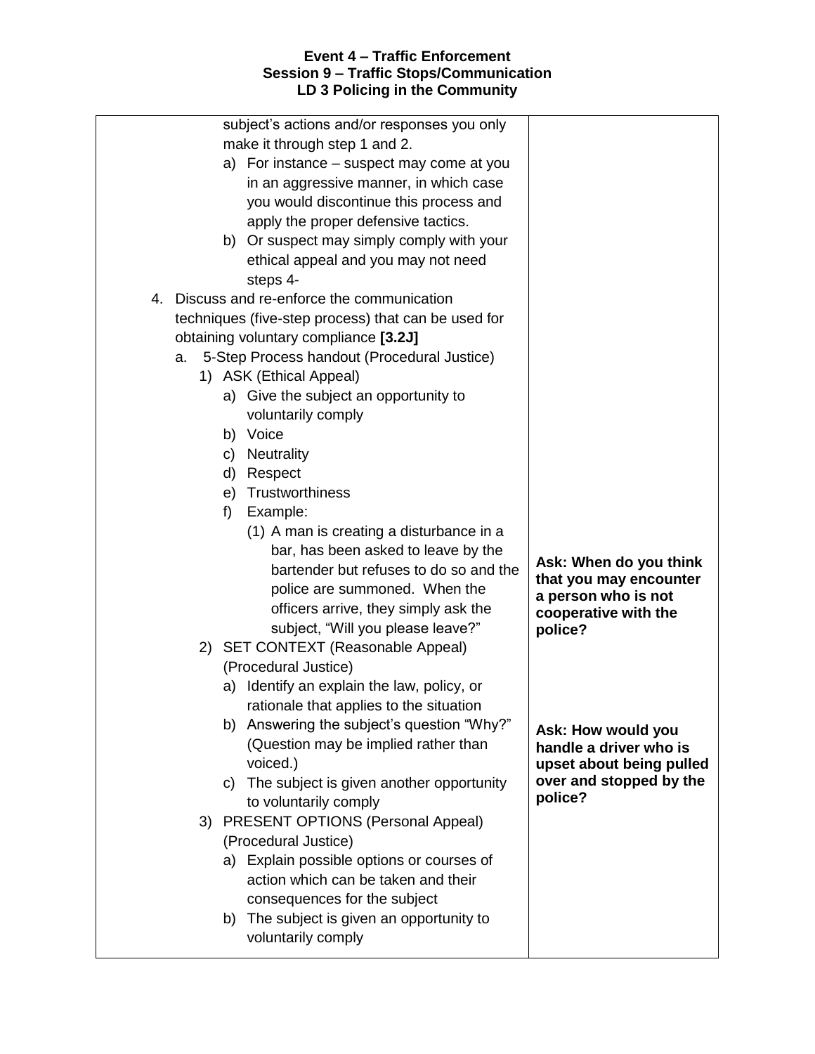| | |
|---|---|
| subject's actions and/or responses you only make it through step 1 and 2.<br>a) For instance – suspect may come at you in an aggressive manner, in which case you would discontinue this process and apply the proper defensive tactics.<br>b) Or suspect may simply comply with your ethical appeal and you may not need steps 4-<br>4. Discuss and re-enforce the communication techniques (five-step process) that can be used for obtaining voluntary compliance **[3.2J]**<br>a. 5-Step Process handout (Procedural Justice)<br>1) ASK (Ethical Appeal)<br>a) Give the subject an opportunity to voluntarily comply<br>b) Voice<br>c) Neutrality<br>d) Respect<br>e) Trustworthiness<br>f) Example:<br>(1) A man is creating a disturbance in a bar, has been asked to leave by the bartender but refuses to do so and the police are summoned. When the officers arrive, they simply ask the subject, "Will you please leave?"<br>2) SET CONTEXT (Reasonable Appeal) (Procedural Justice)<br>a) Identify an explain the law, policy, or rationale that applies to the situation<br>b) Answering the subject's question "Why?" (Question may be implied rather than voiced.)<br>c) The subject is given another opportunity to voluntarily comply<br>3) PRESENT OPTIONS (Personal Appeal) (Procedural Justice)<br>a) Explain possible options or courses of action which can be taken and their consequences for the subject<br>b) The subject is given an opportunity to voluntarily comply | **Ask: When do you think that you may encounter a person who is not cooperative with the police?**<br><br>**Ask: How would you handle a driver who is upset about being pulled over and stopped by the police?** |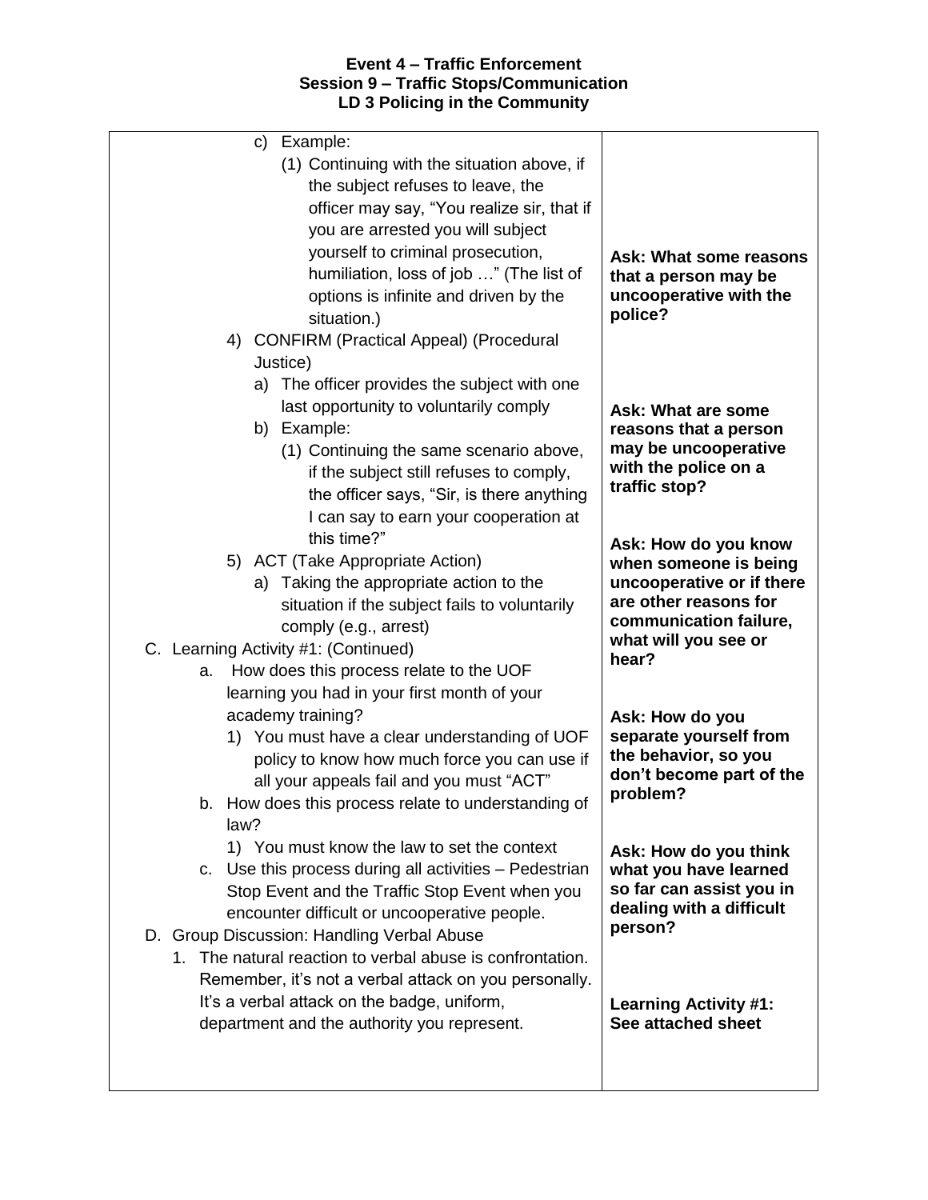**Event 4 – Traffic Enforcement**
**Session 9 – Traffic Stops/Communication**
**LD 3 Policing in the Community**

| | |
|---|---|
| c) Example:<br>(1) Continuing with the situation above, if the subject refuses to leave, the officer may say, "You realize sir, that if you are arrested you will subject yourself to criminal prosecution, humiliation, loss of job …" (The list of options is infinite and driven by the situation.)<br>4) CONFIRM (Practical Appeal) (Procedural Justice)<br>a) The officer provides the subject with one last opportunity to voluntarily comply<br>b) Example:<br>(1) Continuing the same scenario above, if the subject still refuses to comply, the officer says, "Sir, is there anything I can say to earn your cooperation at this time?"<br>5) ACT (Take Appropriate Action)<br>a) Taking the appropriate action to the situation if the subject fails to voluntarily comply (e.g., arrest)<br>C. Learning Activity #1: (Continued)<br>a. How does this process relate to the UOF learning you had in your first month of your academy training?<br>1) You must have a clear understanding of UOF policy to know how much force you can use if all your appeals fail and you must "ACT"<br>b. How does this process relate to understanding of law?<br>1) You must know the law to set the context<br>c. Use this process during all activities – Pedestrian Stop Event and the Traffic Stop Event when you encounter difficult or uncooperative people.<br>D. Group Discussion: Handling Verbal Abuse<br>1. The natural reaction to verbal abuse is confrontation. Remember, it's not a verbal attack on you personally. It's a verbal attack on the badge, uniform, department and the authority you represent. | **Ask: What some reasons that a person may be uncooperative with the police?**<br><br>**Ask: What are some reasons that a person may be uncooperative with the police on a traffic stop?**<br><br>**Ask: How do you know when someone is being uncooperative or if there are other reasons for communication failure, what will you see or hear?**<br><br>**Ask: How do you separate yourself from the behavior, so you don't become part of the problem?**<br><br>**Ask: How do you think what you have learned so far can assist you in dealing with a difficult person?**<br><br>**Learning Activity #1: See attached sheet** |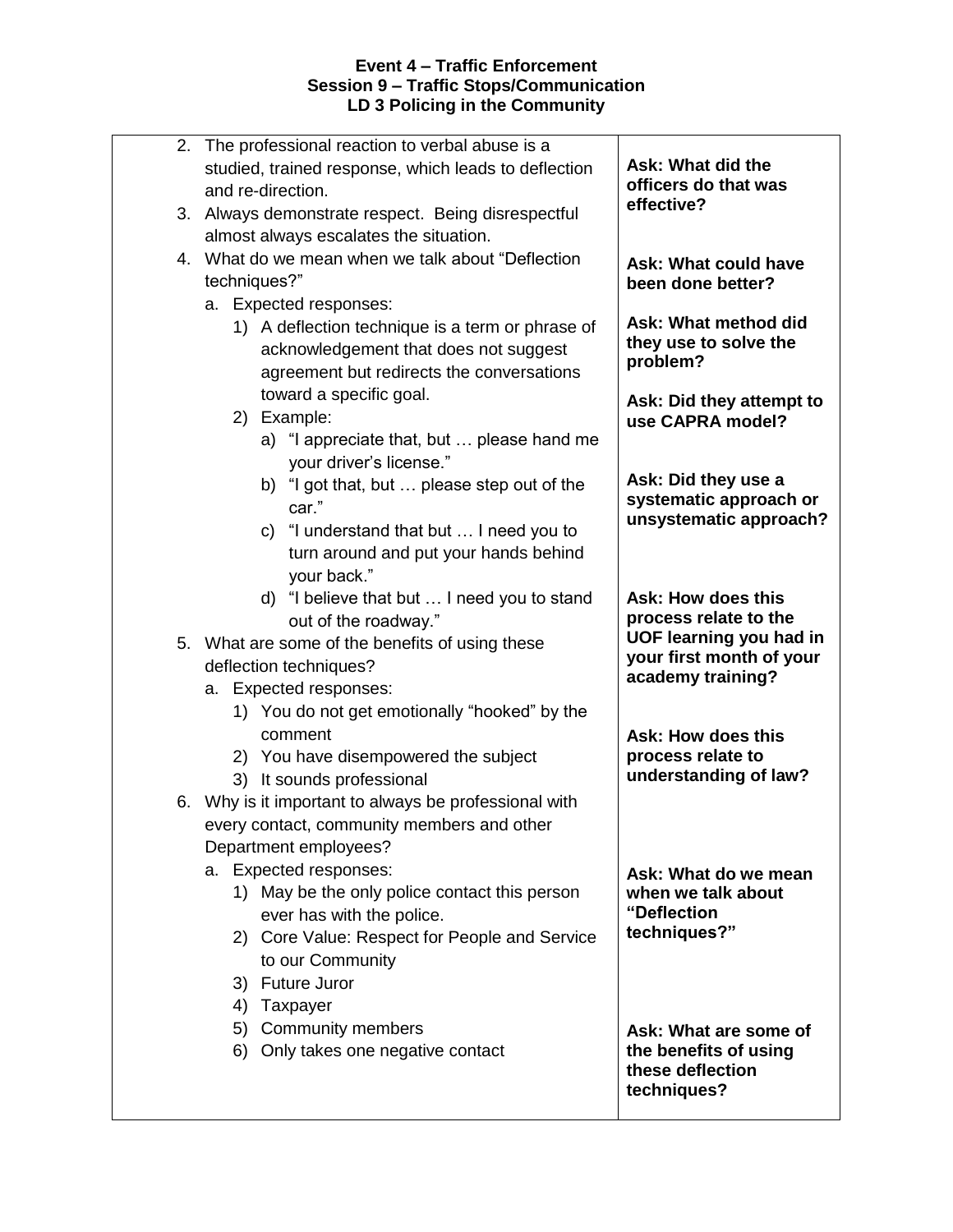**Event 4 – Traffic Enforcement**
**Session 9 – Traffic Stops/Communication**
**LD 3 Policing in the Community**

| | |
|---|---|
| 2. The professional reaction to verbal abuse is a studied, trained response, which leads to deflection and re-direction.<br>3. Always demonstrate respect. Being disrespectful almost always escalates the situation.<br>4. What do we mean when we talk about "Deflection techniques?"<br>&nbsp;&nbsp;&nbsp;a. Expected responses:<br>&nbsp;&nbsp;&nbsp;&nbsp;&nbsp;&nbsp;1) A deflection technique is a term or phrase of acknowledgement that does not suggest agreement but redirects the conversations toward a specific goal.<br>&nbsp;&nbsp;&nbsp;&nbsp;&nbsp;&nbsp;2) Example:<br>&nbsp;&nbsp;&nbsp;&nbsp;&nbsp;&nbsp;&nbsp;&nbsp;&nbsp;a) "I appreciate that, but … please hand me your driver's license."<br>&nbsp;&nbsp;&nbsp;&nbsp;&nbsp;&nbsp;&nbsp;&nbsp;&nbsp;b) "I got that, but … please step out of the car."<br>&nbsp;&nbsp;&nbsp;&nbsp;&nbsp;&nbsp;&nbsp;&nbsp;&nbsp;c) "I understand that but … I need you to turn around and put your hands behind your back."<br>&nbsp;&nbsp;&nbsp;&nbsp;&nbsp;&nbsp;&nbsp;&nbsp;&nbsp;d) "I believe that but … I need you to stand out of the roadway."<br>5. What are some of the benefits of using these deflection techniques?<br>&nbsp;&nbsp;&nbsp;a. Expected responses:<br>&nbsp;&nbsp;&nbsp;&nbsp;&nbsp;&nbsp;1) You do not get emotionally "hooked" by the comment<br>&nbsp;&nbsp;&nbsp;&nbsp;&nbsp;&nbsp;2) You have disempowered the subject<br>&nbsp;&nbsp;&nbsp;&nbsp;&nbsp;&nbsp;3) It sounds professional<br>6. Why is it important to always be professional with every contact, community members and other Department employees?<br>&nbsp;&nbsp;&nbsp;a. Expected responses:<br>&nbsp;&nbsp;&nbsp;&nbsp;&nbsp;&nbsp;1) May be the only police contact this person ever has with the police.<br>&nbsp;&nbsp;&nbsp;&nbsp;&nbsp;&nbsp;2) Core Value: Respect for People and Service to our Community<br>&nbsp;&nbsp;&nbsp;&nbsp;&nbsp;&nbsp;3) Future Juror<br>&nbsp;&nbsp;&nbsp;&nbsp;&nbsp;&nbsp;4) Taxpayer<br>&nbsp;&nbsp;&nbsp;&nbsp;&nbsp;&nbsp;5) Community members<br>&nbsp;&nbsp;&nbsp;&nbsp;&nbsp;&nbsp;6) Only takes one negative contact | **Ask: What did the officers do that was effective?**<br><br>**Ask: What could have been done better?**<br><br>**Ask: What method did they use to solve the problem?**<br><br>**Ask: Did they attempt to use CAPRA model?**<br><br>**Ask: Did they use a systematic approach or unsystematic approach?**<br><br>**Ask: How does this process relate to the UOF learning you had in your first month of your academy training?**<br><br>**Ask: How does this process relate to understanding of law?**<br><br>**Ask: What do we mean when we talk about "Deflection techniques?"**<br><br>**Ask: What are some of the benefits of using these deflection techniques?** |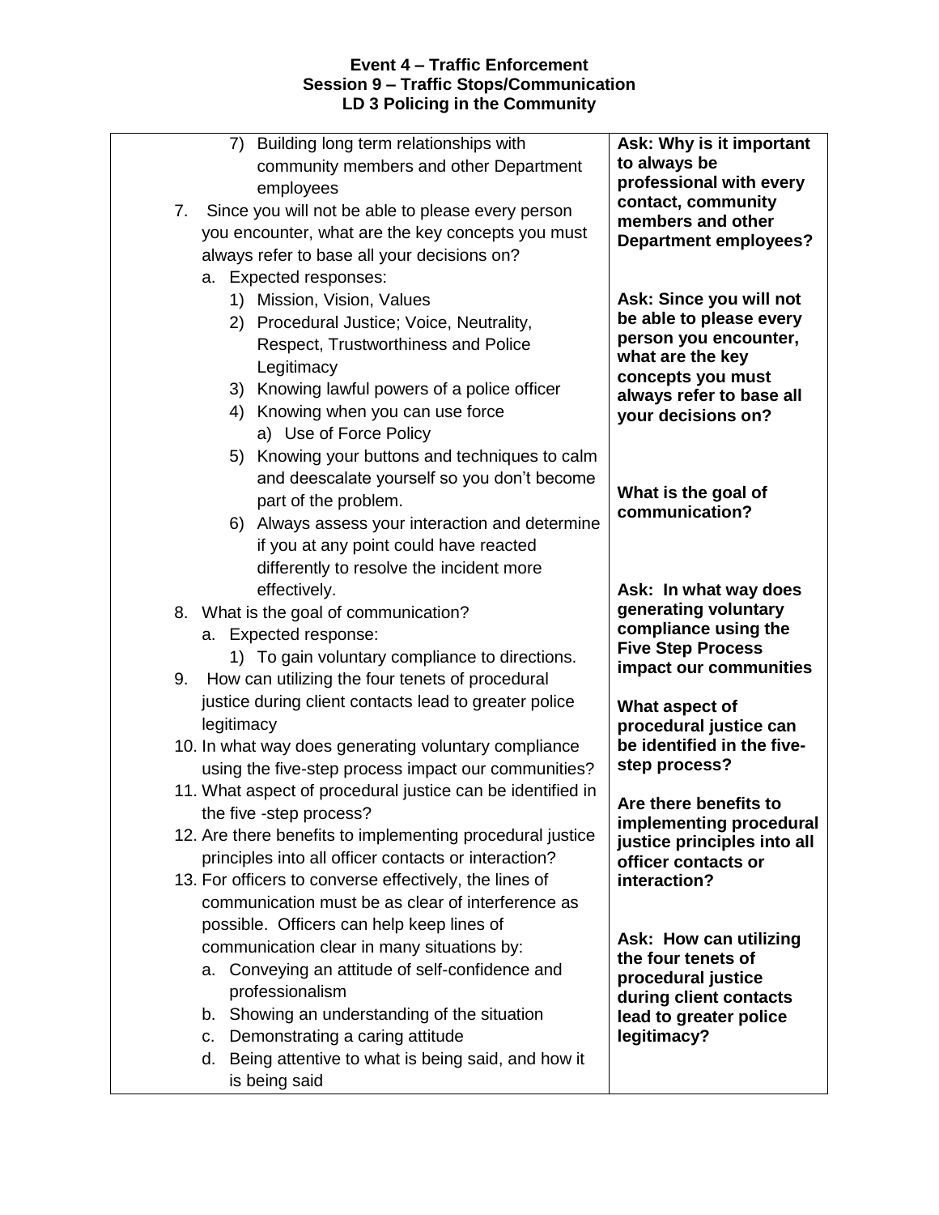**Event 4 – Traffic Enforcement**
**Session 9 – Traffic Stops/Communication**
**LD 3 Policing in the Community**

| | |
|---|---|
| 7) Building long term relationships with community members and other Department employees<br>7. Since you will not be able to please every person you encounter, what are the key concepts you must always refer to base all your decisions on?<br>a. Expected responses:<br>1) Mission, Vision, Values<br>2) Procedural Justice; Voice, Neutrality, Respect, Trustworthiness and Police Legitimacy<br>3) Knowing lawful powers of a police officer<br>4) Knowing when you can use force<br>a) Use of Force Policy<br>5) Knowing your buttons and techniques to calm and deescalate yourself so you don't become part of the problem.<br>6) Always assess your interaction and determine if you at any point could have reacted differently to resolve the incident more effectively.<br>8. What is the goal of communication?<br>a. Expected response:<br>1) To gain voluntary compliance to directions.<br>9. How can utilizing the four tenets of procedural justice during client contacts lead to greater police legitimacy<br>10. In what way does generating voluntary compliance using the five-step process impact our communities?<br>11. What aspect of procedural justice can be identified in the five -step process?<br>12. Are there benefits to implementing procedural justice principles into all officer contacts or interaction?<br>13. For officers to converse effectively, the lines of communication must be as clear of interference as possible. Officers can help keep lines of communication clear in many situations by:<br>a. Conveying an attitude of self-confidence and professionalism<br>b. Showing an understanding of the situation<br>c. Demonstrating a caring attitude<br>d. Being attentive to what is being said, and how it is being said | **Ask: Why is it important to always be professional with every contact, community members and other Department employees?**<br><br>**Ask: Since you will not be able to please every person you encounter, what are the key concepts you must always refer to base all your decisions on?**<br><br>**What is the goal of communication?**<br><br>**Ask: In what way does generating voluntary compliance using the Five Step Process impact our communities**<br><br>**What aspect of procedural justice can be identified in the five-step process?**<br><br>**Are there benefits to implementing procedural justice principles into all officer contacts or interaction?**<br><br>**Ask: How can utilizing the four tenets of procedural justice during client contacts lead to greater police legitimacy?** |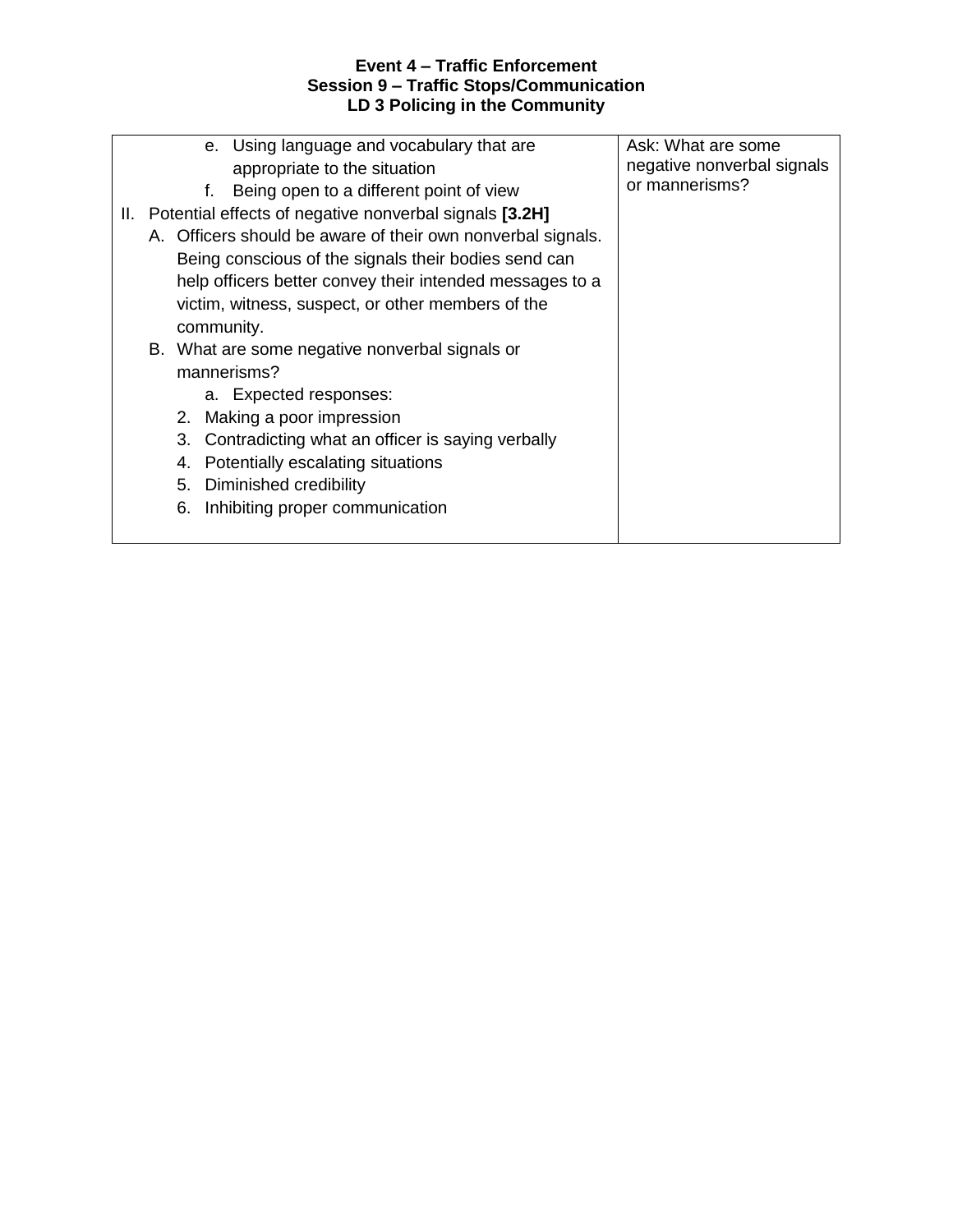**Event 4 – Traffic Enforcement**
**Session 9 – Traffic Stops/Communication**
**LD 3 Policing in the Community**

| | |
|---|---|
| e. Using language and vocabulary that are appropriate to the situation<br>f. Being open to a different point of view<br>II. Potential effects of negative nonverbal signals **[3.2H]**<br>A. Officers should be aware of their own nonverbal signals. Being conscious of the signals their bodies send can help officers better convey their intended messages to a victim, witness, suspect, or other members of the community.<br>B. What are some negative nonverbal signals or mannerisms?<br>a. Expected responses:<br>2. Making a poor impression<br>3. Contradicting what an officer is saying verbally<br>4. Potentially escalating situations<br>5. Diminished credibility<br>6. Inhibiting proper communication | Ask: What are some negative nonverbal signals or mannerisms? |